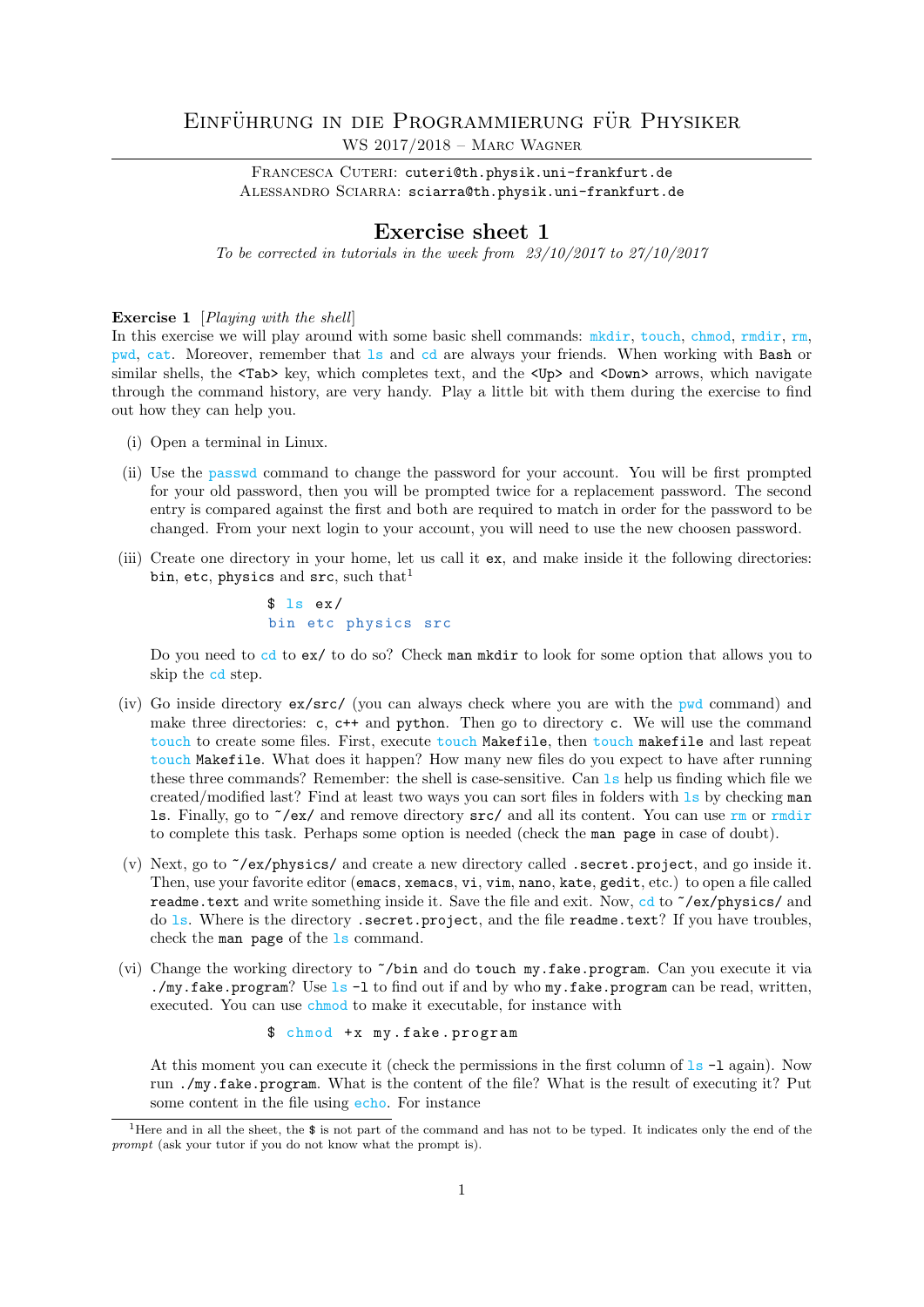# Einführung in die Programmierung für Physiker

WS 2017/2018 – Marc Wagner

Francesca Cuteri: cuteri@th.physik.uni-frankfurt.de
Alessandro Sciarra: sciarra@th.physik.uni-frankfurt.de

## Exercise sheet 1

*To be corrected in tutorials in the week from 23/10/2017 to 27/10/2017*

**Exercise 1** [*Playing with the shell*]
In this exercise we will play around with some basic shell commands: `mkdir`, `touch`, `chmod`, `rmdir`, `rm`, `pwd`, `cat`. Moreover, remember that `ls` and `cd` are always your friends. When working with `Bash` or similar shells, the `<Tab>` key, which completes text, and the `<Up>` and `<Down>` arrows, which navigate through the command history, are very handy. Play a little bit with them during the exercise to find out how they can help you.

(i) Open a terminal in Linux.

(ii) Use the `passwd` command to change the password for your account. You will be first prompted for your old password, then you will be prompted twice for a replacement password. The second entry is compared against the first and both are required to match in order for the password to be changed. From your next login to your account, you will need to use the new choosen password.

(iii) Create one directory in your home, let us call it `ex`, and make inside it the following directories: `bin`, `etc`, `physics` and `src`, such that[1]

```
$ ls ex/
bin etc physics src
```

Do you need to `cd` to `ex/` to do so? Check `man mkdir` to look for some option that allows you to skip the `cd` step.

(iv) Go inside directory `ex/src/` (you can always check where you are with the `pwd` command) and make three directories: `c`, `c++` and `python`. Then go to directory `c`. We will use the command `touch` to create some files. First, execute `touch Makefile`, then `touch makefile` and last repeat `touch Makefile`. What does it happen? How many new files do you expect to have after running these three commands? Remember: the shell is case-sensitive. Can `ls` help us finding which file we created/modified last? Find at least two ways you can sort files in folders with `ls` by checking `man ls`. Finally, go to `~/ex/` and remove directory `src/` and all its content. You can use `rm` or `rmdir` to complete this task. Perhaps some option is needed (check the `man page` in case of doubt).

(v) Next, go to `~/ex/physics/` and create a new directory called `.secret.project`, and go inside it. Then, use your favorite editor (`emacs`, `xemacs`, `vi`, `vim`, `nano`, `kate`, `gedit`, etc.) to open a file called `readme.text` and write something inside it. Save the file and exit. Now, `cd` to `~/ex/physics/` and do `ls`. Where is the directory `.secret.project`, and the file `readme.text`? If you have troubles, check the `man page` of the `ls` command.

(vi) Change the working directory to `~/bin` and do `touch my.fake.program`. Can you execute it via `./my.fake.program`? Use `ls -l` to find out if and by who `my.fake.program` can be read, written, executed. You can use `chmod` to make it executable, for instance with

```
$ chmod +x my.fake.program
```

At this moment you can execute it (check the permissions in the first column of `ls -l` again). Now run `./my.fake.program`. What is the content of the file? What is the result of executing it? Put some content in the file using `echo`. For instance

[1] Here and in all the sheet, the `$` is not part of the command and has not to be typed. It indicates only the end of the *prompt* (ask your tutor if you do not know what the prompt is).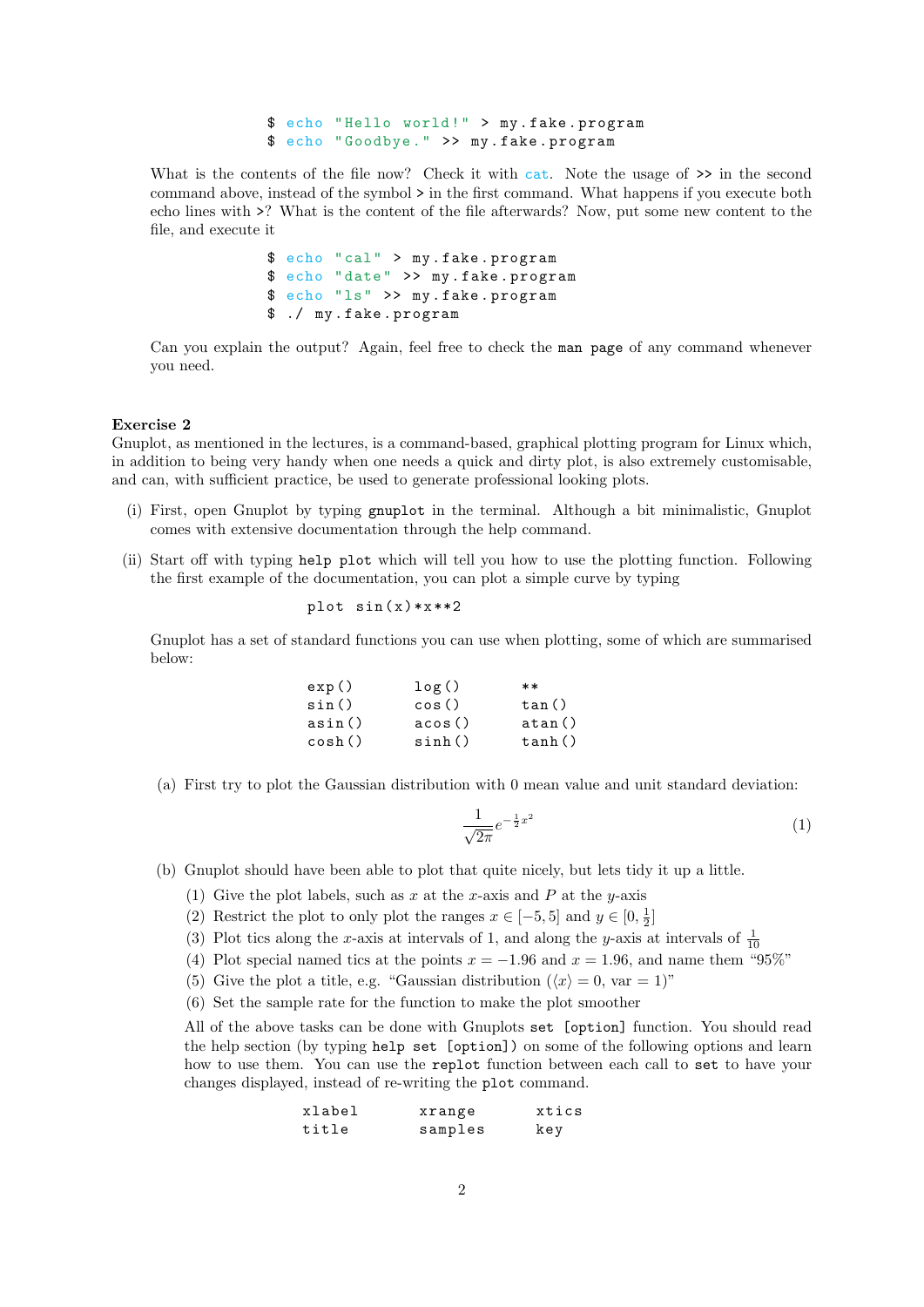```
$ echo "Hello world!" > my.fake.program
$ echo "Goodbye." >> my.fake.program
```

What is the contents of the file now? Check it with cat. Note the usage of >> in the second command above, instead of the symbol > in the first command. What happens if you execute both echo lines with >? What is the content of the file afterwards? Now, put some new content to the file, and execute it

```
$ echo "cal" > my.fake.program
$ echo "date" >> my.fake.program
$ echo "ls" >> my.fake.program
$ ./ my.fake.program
```

Can you explain the output? Again, feel free to check the man page of any command whenever you need.

**Exercise 2**

Gnuplot, as mentioned in the lectures, is a command-based, graphical plotting program for Linux which, in addition to being very handy when one needs a quick and dirty plot, is also extremely customisable, and can, with sufficient practice, be used to generate professional looking plots.

(i) First, open Gnuplot by typing gnuplot in the terminal. Although a bit minimalistic, Gnuplot comes with extensive documentation through the help command.

(ii) Start off with typing help plot which will tell you how to use the plotting function. Following the first example of the documentation, you can plot a simple curve by typing

```
plot sin(x)*x**2
```

Gnuplot has a set of standard functions you can use when plotting, some of which are summarised below:

```
exp()     log()     **
sin()     cos()     tan()
asin()    acos()    atan()
cosh()    sinh()    tanh()
```

(a) First try to plot the Gaussian distribution with 0 mean value and unit standard deviation:

$$\frac{1}{\sqrt{2\pi}} e^{-\frac{1}{2}x^2} \tag{1}$$

(b) Gnuplot should have been able to plot that quite nicely, but lets tidy it up a little.

(1) Give the plot labels, such as $x$ at the $x$-axis and $P$ at the $y$-axis
(2) Restrict the plot to only plot the ranges $x \in [-5, 5]$ and $y \in [0, \frac{1}{2}]$
(3) Plot tics along the $x$-axis at intervals of 1, and along the $y$-axis at intervals of $\frac{1}{10}$
(4) Plot special named tics at the points $x = -1.96$ and $x = 1.96$, and name them "95%"
(5) Give the plot a title, e.g. "Gaussian distribution ($\langle x \rangle = 0$, var $= 1$)"
(6) Set the sample rate for the function to make the plot smoother

All of the above tasks can be done with Gnuplots set [option] function. You should read the help section (by typing help set [option]) on some of the following options and learn how to use them. You can use the replot function between each call to set to have your changes displayed, instead of re-writing the plot command.

```
xlabel     xrange     xtics
title      samples    key
```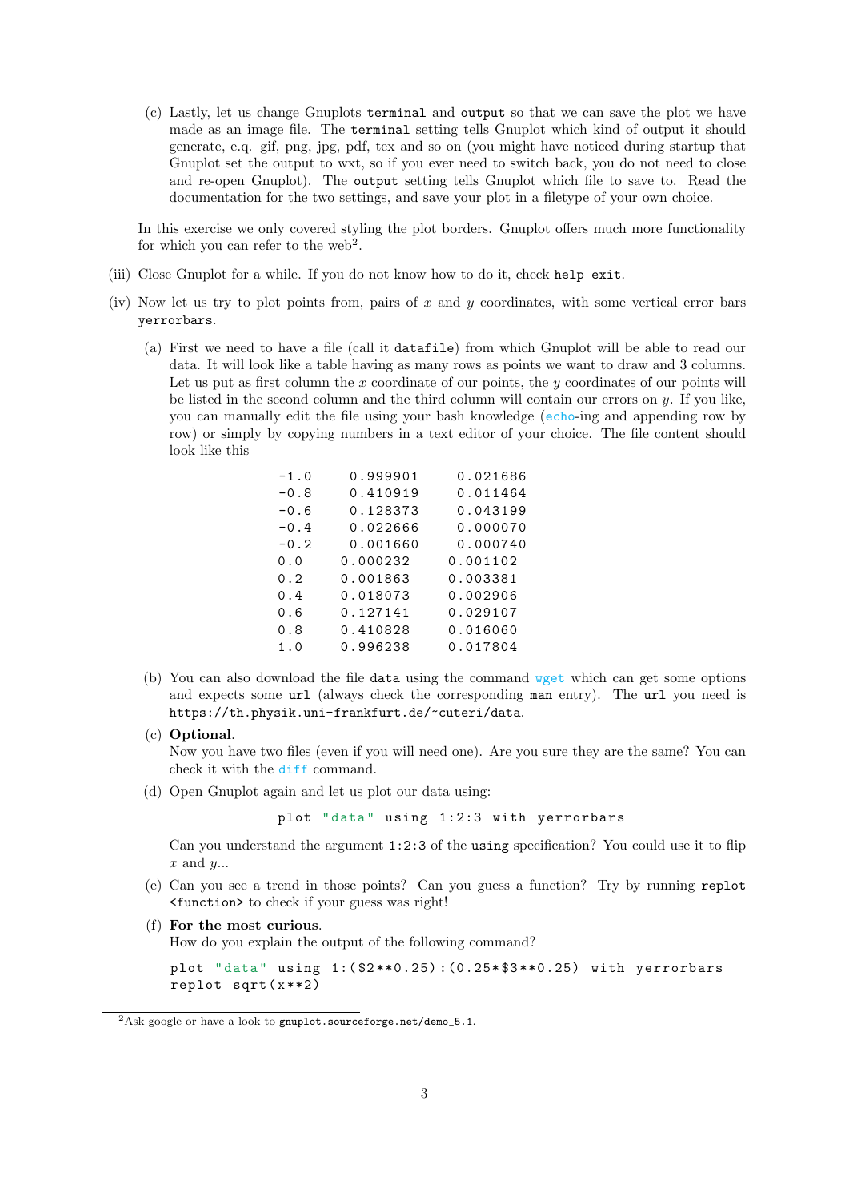(c) Lastly, let us change Gnuplots `terminal` and `output` so that we can save the plot we have made as an image file. The `terminal` setting tells Gnuplot which kind of output it should generate, e.g. gif, png, jpg, pdf, tex and so on (you might have noticed during startup that Gnuplot set the output to wxt, so if you ever need to switch back, you do not need to close and re-open Gnuplot). The `output` setting tells Gnuplot which file to save to. Read the documentation for the two settings, and save your plot in a filetype of your own choice.

In this exercise we only covered styling the plot borders. Gnuplot offers much more functionality for which you can refer to the web[2].

(iii) Close Gnuplot for a while. If you do not know how to do it, check `help exit`.

(iv) Now let us try to plot points from, pairs of $x$ and $y$ coordinates, with some vertical error bars `yerrorbars`.

(a) First we need to have a file (call it `datafile`) from which Gnuplot will be able to read our data. It will look like a table having as many rows as points we want to draw and 3 columns. Let us put as first column the $x$ coordinate of our points, the $y$ coordinates of our points will be listed in the second column and the third column will contain our errors on $y$. If you like, you can manually edit the file using your bash knowledge (`echo`-ing and appending row by row) or simply by copying numbers in a text editor of your choice. The file content should look like this

```
-1.0    0.999901    0.021686
-0.8    0.410919    0.011464
-0.6    0.128373    0.043199
-0.4    0.022666    0.000070
-0.2    0.001660    0.000740
0.0    0.000232    0.001102
0.2    0.001863    0.003381
0.4    0.018073    0.002906
0.6    0.127141    0.029107
0.8    0.410828    0.016060
1.0    0.996238    0.017804
```

(b) You can also download the file `data` using the command `wget` which can get some options and expects some `url` (always check the corresponding `man` entry). The `url` you need is `https://th.physik.uni-frankfurt.de/~cuteri/data`.

(c) **Optional**.
Now you have two files (even if you will need one). Are you sure they are the same? You can check it with the `diff` command.

(d) Open Gnuplot again and let us plot our data using:

```
plot "data" using 1:2:3 with yerrorbars
```

Can you understand the argument `1:2:3` of the `using` specification? You could use it to flip $x$ and $y$...

(e) Can you see a trend in those points? Can you guess a function? Try by running `replot <function>` to check if your guess was right!

(f) **For the most curious**.
How do you explain the output of the following command?

```
plot "data" using 1:($2**0.25):(0.25*$3**0.25) with yerrorbars
replot sqrt(x**2)
```

[2]Ask google or have a look to `gnuplot.sourceforge.net/demo_5.1`.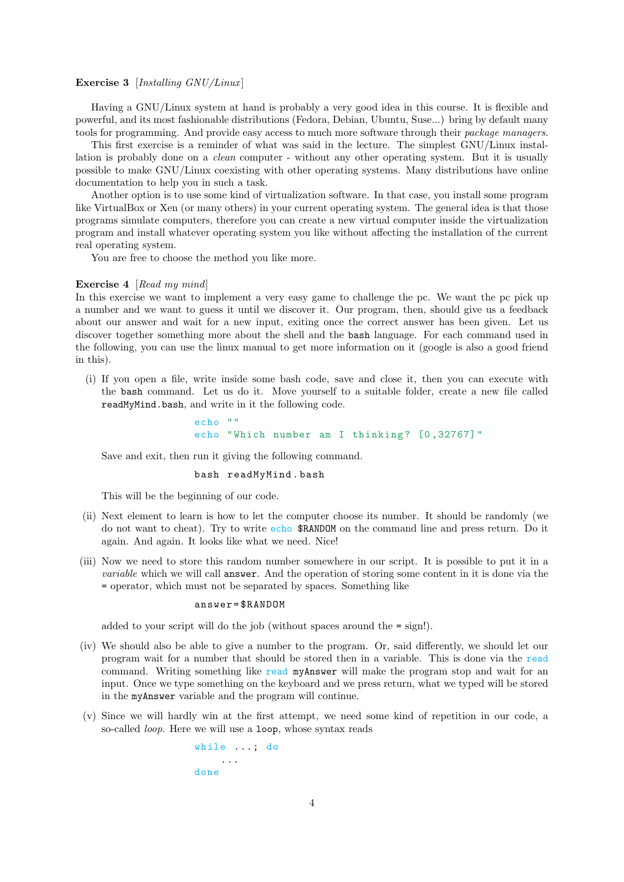**Exercise 3** [*Installing GNU/Linux*]

Having a GNU/Linux system at hand is probably a very good idea in this course. It is flexible and powerful, and its most fashionable distributions (Fedora, Debian, Ubuntu, Suse...) bring by default many tools for programming. And provide easy access to much more software through their *package managers*.

This first exercise is a reminder of what was said in the lecture. The simplest GNU/Linux installation is probably done on a *clean* computer - without any other operating system. But it is usually possible to make GNU/Linux coexisting with other operating systems. Many distributions have online documentation to help you in such a task.

Another option is to use some kind of virtualization software. In that case, you install some program like VirtualBox or Xen (or many others) in your current operating system. The general idea is that those programs simulate computers, therefore you can create a new virtual computer inside the virtualization program and install whatever operating system you like without affecting the installation of the current real operating system.

You are free to choose the method you like more.

**Exercise 4** [*Read my mind*]

In this exercise we want to implement a very easy game to challenge the pc. We want the pc pick up a number and we want to guess it until we discover it. Our program, then, should give us a feedback about our answer and wait for a new input, exiting once the correct answer has been given. Let us discover together something more about the shell and the `bash` language. For each command used in the following, you can use the linux manual to get more information on it (google is also a good friend in this).

(i) If you open a file, write inside some bash code, save and close it, then you can execute with the `bash` command. Let us do it. Move yourself to a suitable folder, create a new file called `readMyMind.bash`, and write in it the following code.

```
echo ""
echo "Which number am I thinking? [0,32767]"
```

Save and exit, then run it giving the following command.

```
bash readMyMind.bash
```

This will be the beginning of our code.

(ii) Next element to learn is how to let the computer choose its number. It should be randomly (we do not want to cheat). Try to write `echo $RANDOM` on the command line and press return. Do it again. And again. It looks like what we need. Nice!

(iii) Now we need to store this random number somewhere in our script. It is possible to put it in a *variable* which we will call `answer`. And the operation of storing some content in it is done via the `=` operator, which must not be separated by spaces. Something like

```
answer=$RANDOM
```

added to your script will do the job (without spaces around the `=` sign!).

(iv) We should also be able to give a number to the program. Or, said differently, we should let our program wait for a number that should be stored then in a variable. This is done via the `read` command. Writing something like `read myAnswer` will make the program stop and wait for an input. Once we type something on the keyboard and we press return, what we typed will be stored in the `myAnswer` variable and the program will continue.

(v) Since we will hardly win at the first attempt, we need some kind of repetition in our code, a so-called *loop*. Here we will use a `loop`, whose syntax reads

```
while ...; do
    ...
done
```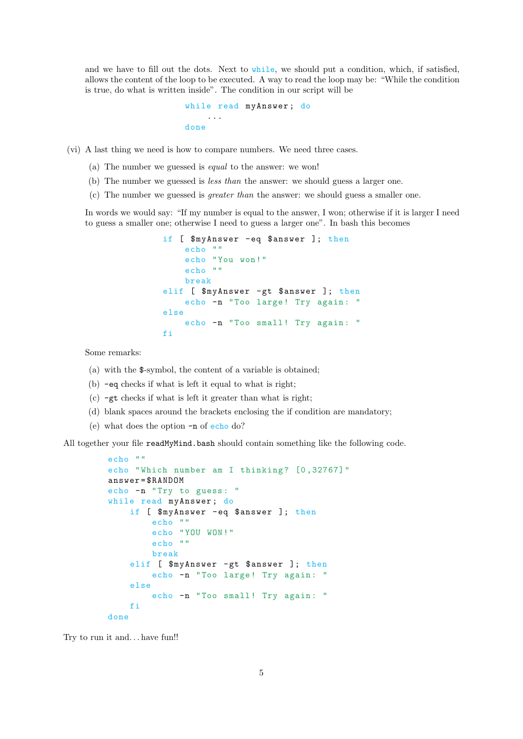and we have to fill out the dots. Next to `while`, we should put a condition, which, if satisfied, allows the content of the loop to be executed. A way to read the loop may be: "While the condition is true, do what is written inside". The condition in our script will be

```
while read myAnswer; do
    ...
done
```

(vi) A last thing we need is how to compare numbers. We need three cases.

(a) The number we guessed is *equal* to the answer: we won!

(b) The number we guessed is *less than* the answer: we should guess a larger one.

(c) The number we guessed is *greater than* the answer: we should guess a smaller one.

In words we would say: "If my number is equal to the answer, I won; otherwise if it is larger I need to guess a smaller one; otherwise I need to guess a larger one". In bash this becomes

```
if [ $myAnswer -eq $answer ]; then
    echo ""
    echo "You won!"
    echo ""
    break
elif [ $myAnswer -gt $answer ]; then
    echo -n "Too large! Try again: "
else
    echo -n "Too small! Try again: "
fi
```

Some remarks:

(a) with the `$`-symbol, the content of a variable is obtained;

(b) `-eq` checks if what is left it equal to what is right;

(c) `-gt` checks if what is left it greater than what is right;

(d) blank spaces around the brackets enclosing the if condition are mandatory;

(e) what does the option `-n` of `echo` do?

All together your file `readMyMind.bash` should contain something like the following code.

```
echo ""
echo "Which number am I thinking? [0,32767]"
answer=$RANDOM
echo -n "Try to guess: "
while read myAnswer; do
    if [ $myAnswer -eq $answer ]; then
        echo ""
        echo "YOU WON!"
        echo ""
        break
    elif [ $myAnswer -gt $answer ]; then
        echo -n "Too large! Try again: "
    else
        echo -n "Too small! Try again: "
    fi
done
```

Try to run it and... have fun!!